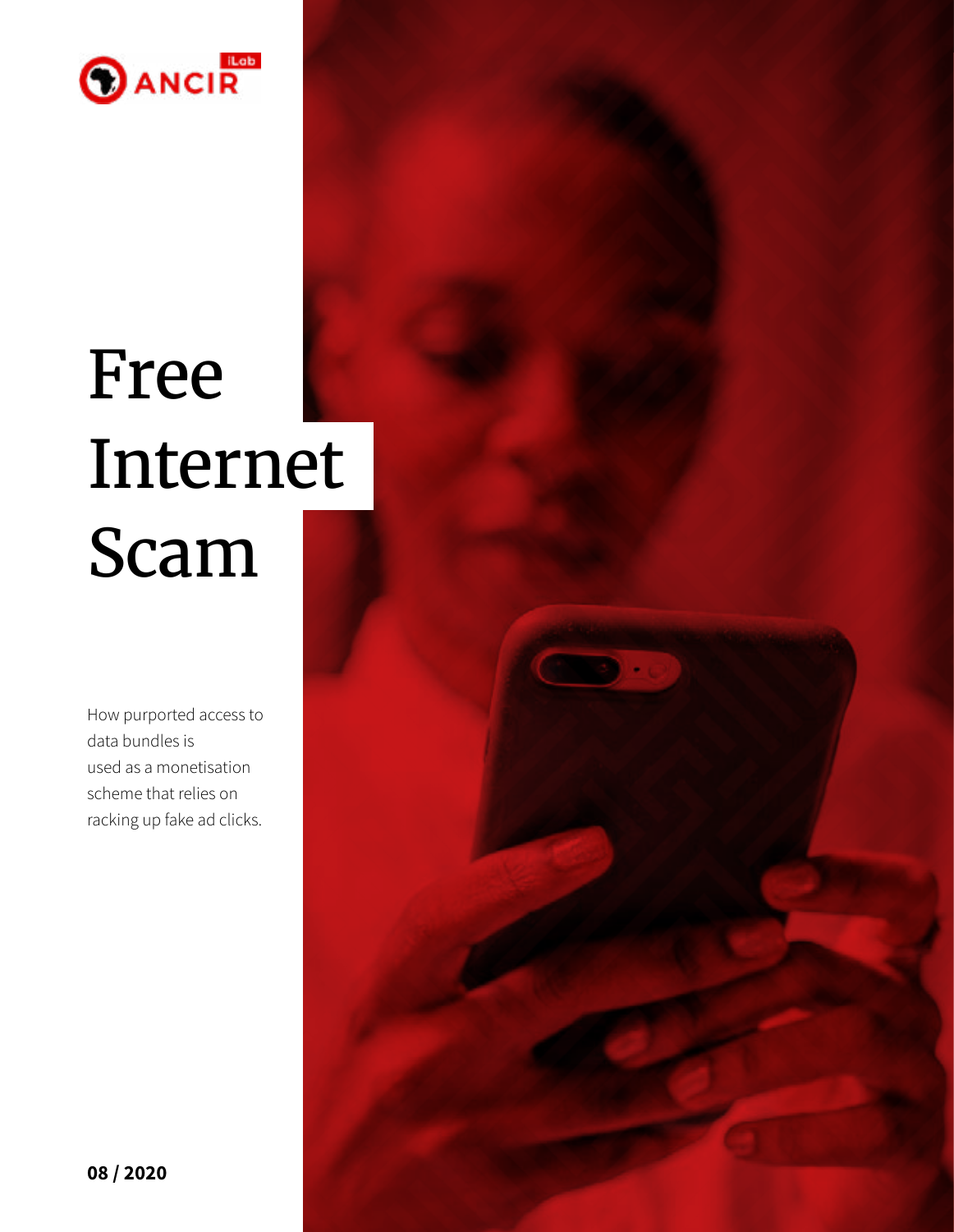ANCIR iLab

# Free Internet Scam

How purported access to data bundles is used as a monetisation scheme that relies on racking up fake ad clicks.

**08 / 2020**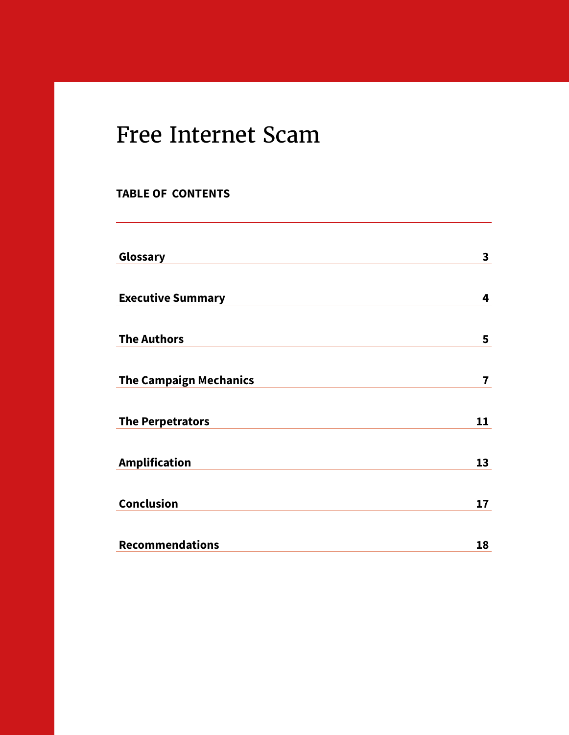# Free Internet Scam

## TABLE OF CONTENTS

| | |
|---|---|
| **Glossary** | **3** |
| **Executive Summary** | **4** |
| **The Authors** | **5** |
| **The Campaign Mechanics** | **7** |
| **The Perpetrators** | **11** |
| **Amplification** | **13** |
| **Conclusion** | **17** |
| **Recommendations** | **18** |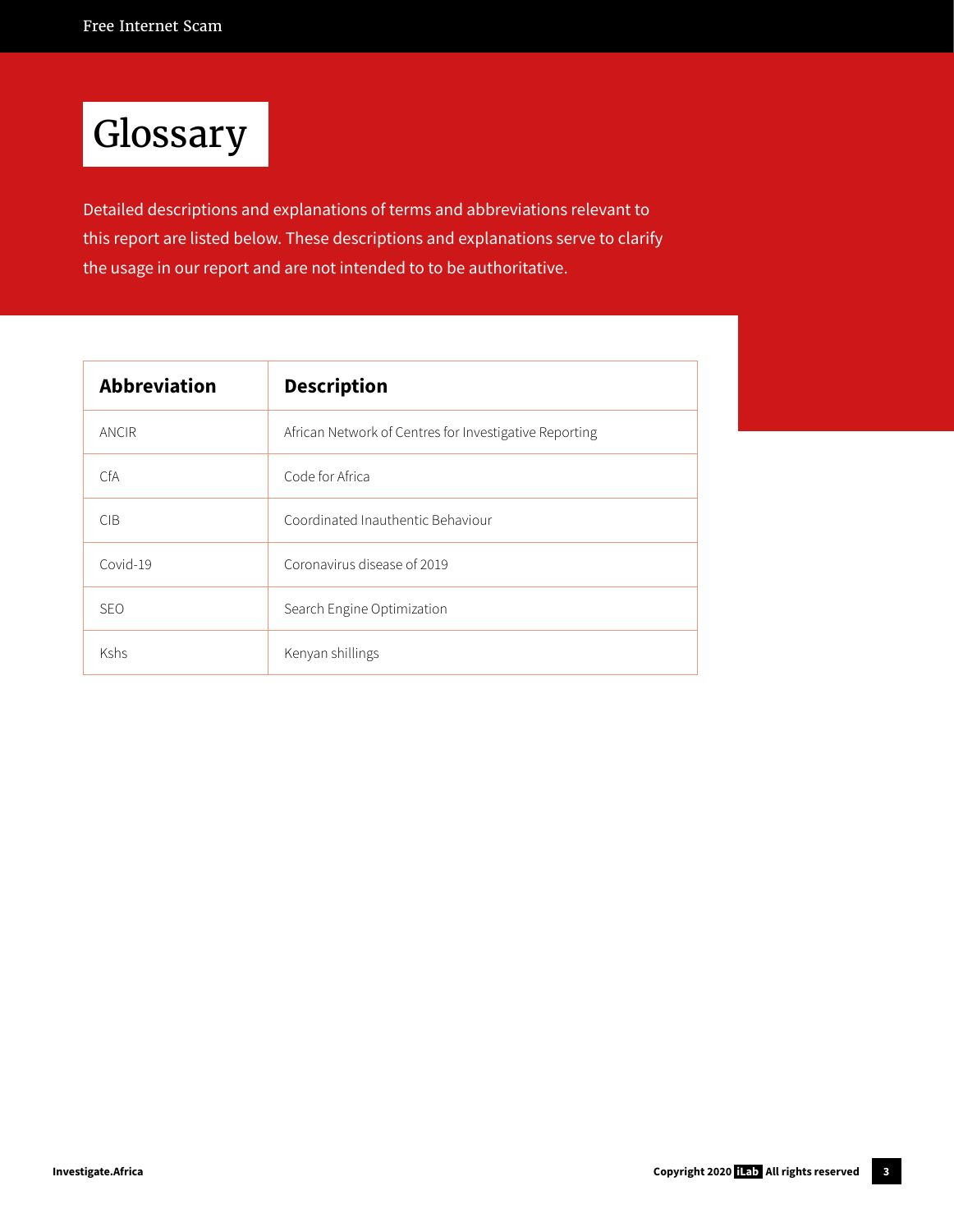# Glossary

Detailed descriptions and explanations of terms and abbreviations relevant to this report are listed below. These descriptions and explanations serve to clarify the usage in our report and are not intended to to be authoritative.

| Abbreviation | Description |
| --- | --- |
| ANCIR | African Network of Centres for Investigative Reporting |
| CfA | Code for Africa |
| CIB | Coordinated Inauthentic Behaviour |
| Covid-19 | Coronavirus disease of 2019 |
| SEO | Search Engine Optimization |
| Kshs | Kenyan shillings |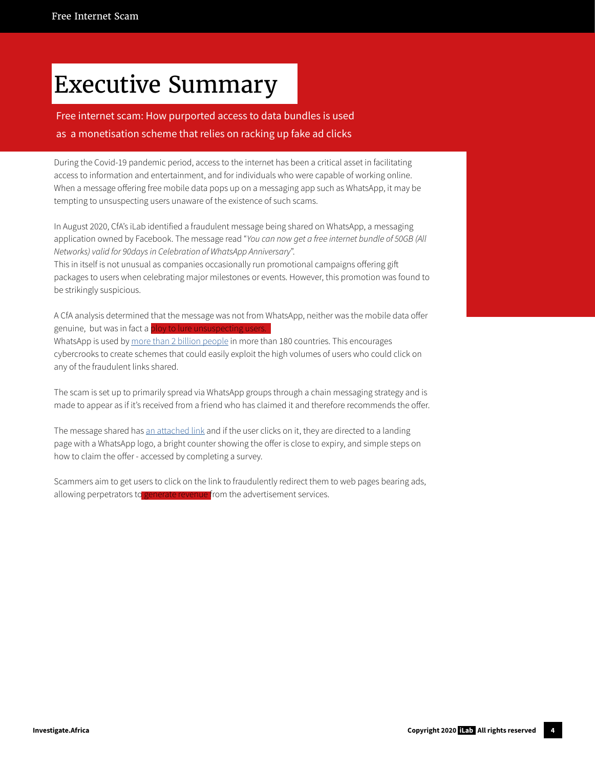# Executive Summary

Free internet scam: How purported access to data bundles is used as a monetisation scheme that relies on racking up fake ad clicks

During the Covid-19 pandemic period, access to the internet has been a critical asset in facilitating access to information and entertainment, and for individuals who were capable of working online. When a message offering free mobile data pops up on a messaging app such as WhatsApp, it may be tempting to unsuspecting users unaware of the existence of such scams.

In August 2020, CfA's iLab identified a fraudulent message being shared on WhatsApp, a messaging application owned by Facebook. The message read "*You can now get a free internet bundle of 50GB (All Networks) valid for 90days in Celebration of WhatsApp Anniversary*".
This in itself is not unusual as companies occasionally run promotional campaigns offering gift packages to users when celebrating major milestones or events. However, this promotion was found to be strikingly suspicious.

A CfA analysis determined that the message was not from WhatsApp, neither was the mobile data offer genuine, but was in fact a ploy to lure unsuspecting users.
WhatsApp is used by more than 2 billion people in more than 180 countries. This encourages cybercrooks to create schemes that could easily exploit the high volumes of users who could click on any of the fraudulent links shared.

The scam is set up to primarily spread via WhatsApp groups through a chain messaging strategy and is made to appear as if it's received from a friend who has claimed it and therefore recommends the offer.

The message shared has an attached link and if the user clicks on it, they are directed to a landing page with a WhatsApp logo, a bright counter showing the offer is close to expiry, and simple steps on how to claim the offer - accessed by completing a survey.

Scammers aim to get users to click on the link to fraudulently redirect them to web pages bearing ads, allowing perpetrators to generate revenue from the advertisement services.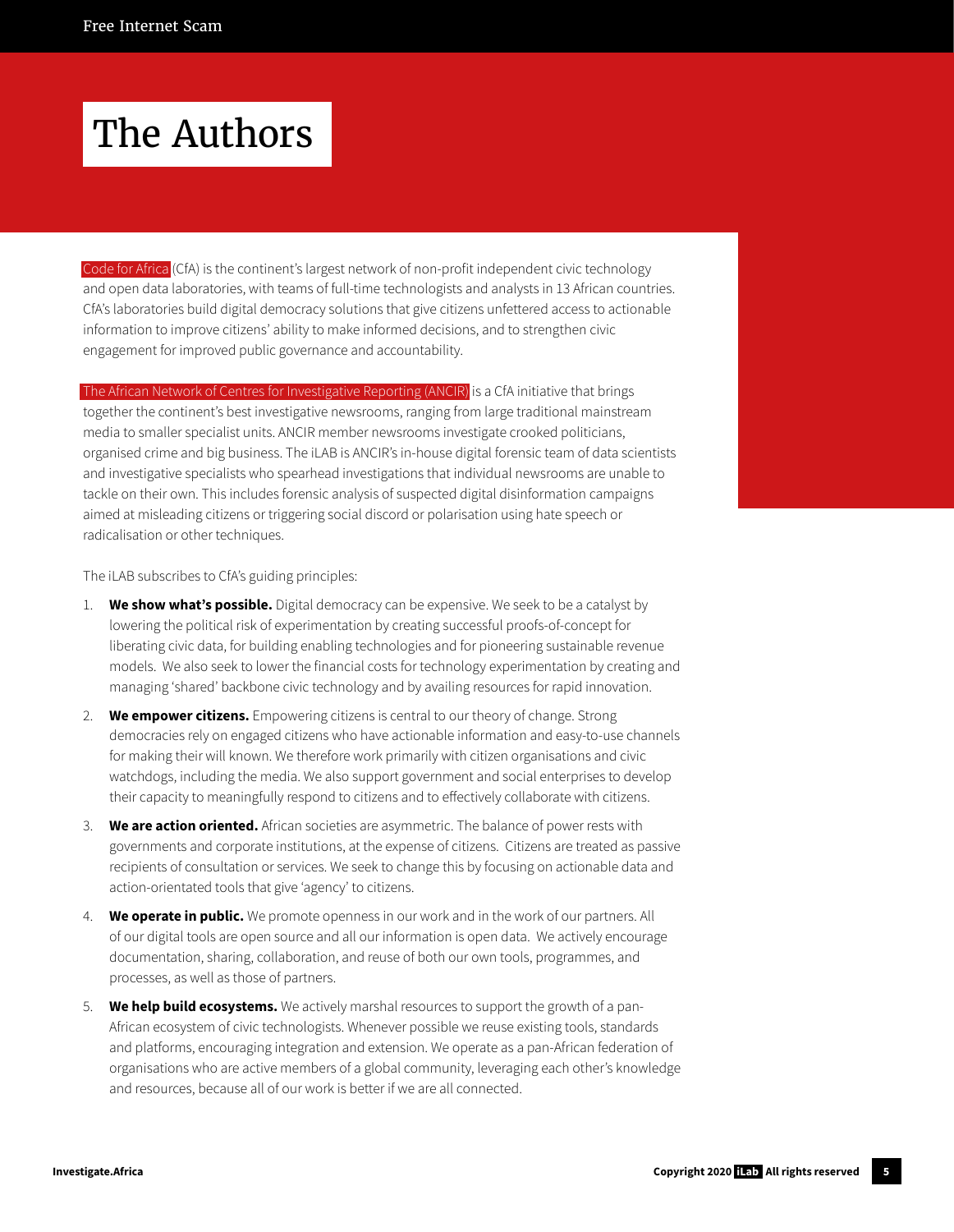# The Authors

Code for Africa (CfA) is the continent's largest network of non-profit independent civic technology and open data laboratories, with teams of full-time technologists and analysts in 13 African countries. CfA's laboratories build digital democracy solutions that give citizens unfettered access to actionable information to improve citizens' ability to make informed decisions, and to strengthen civic engagement for improved public governance and accountability.

The African Network of Centres for Investigative Reporting (ANCIR) is a CfA initiative that brings together the continent's best investigative newsrooms, ranging from large traditional mainstream media to smaller specialist units. ANCIR member newsrooms investigate crooked politicians, organised crime and big business. The iLAB is ANCIR's in-house digital forensic team of data scientists and investigative specialists who spearhead investigations that individual newsrooms are unable to tackle on their own. This includes forensic analysis of suspected digital disinformation campaigns aimed at misleading citizens or triggering social discord or polarisation using hate speech or radicalisation or other techniques.

The iLAB subscribes to CfA's guiding principles:

1. **We show what's possible.** Digital democracy can be expensive. We seek to be a catalyst by lowering the political risk of experimentation by creating successful proofs-of-concept for liberating civic data, for building enabling technologies and for pioneering sustainable revenue models. We also seek to lower the financial costs for technology experimentation by creating and managing 'shared' backbone civic technology and by availing resources for rapid innovation.
2. **We empower citizens.** Empowering citizens is central to our theory of change. Strong democracies rely on engaged citizens who have actionable information and easy-to-use channels for making their will known. We therefore work primarily with citizen organisations and civic watchdogs, including the media. We also support government and social enterprises to develop their capacity to meaningfully respond to citizens and to effectively collaborate with citizens.
3. **We are action oriented.** African societies are asymmetric. The balance of power rests with governments and corporate institutions, at the expense of citizens. Citizens are treated as passive recipients of consultation or services. We seek to change this by focusing on actionable data and action-orientated tools that give 'agency' to citizens.
4. **We operate in public.** We promote openness in our work and in the work of our partners. All of our digital tools are open source and all our information is open data. We actively encourage documentation, sharing, collaboration, and reuse of both our own tools, programmes, and processes, as well as those of partners.
5. **We help build ecosystems.** We actively marshal resources to support the growth of a pan-African ecosystem of civic technologists. Whenever possible we reuse existing tools, standards and platforms, encouraging integration and extension. We operate as a pan-African federation of organisations who are active members of a global community, leveraging each other's knowledge and resources, because all of our work is better if we are all connected.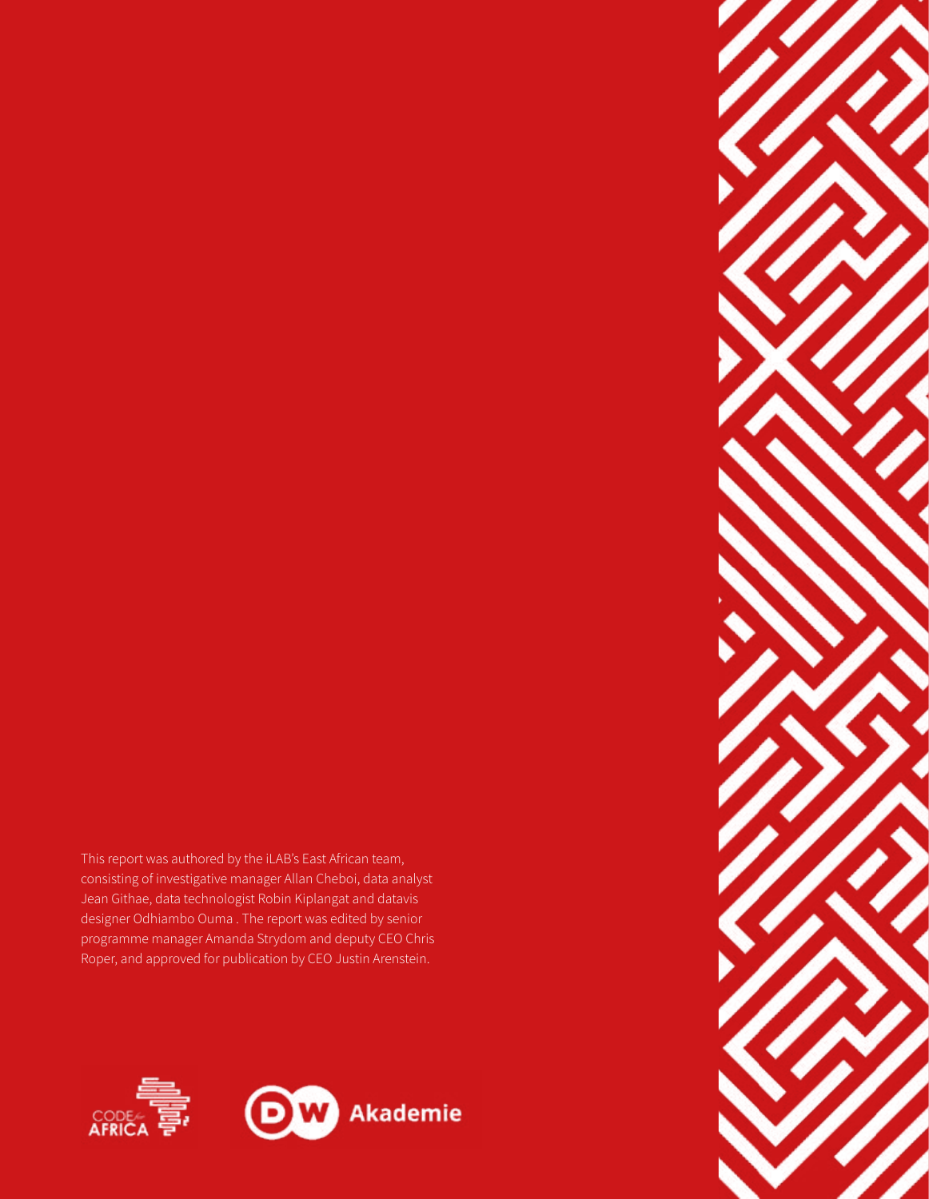This report was authored by the iLAB's East African team, consisting of investigative manager Allan Cheboi, data analyst Jean Githae, data technologist Robin Kiplangat and datavis designer Odhiambo Ouma . The report was edited by senior programme manager Amanda Strydom and deputy CEO Chris Roper, and approved for publication by CEO Justin Arenstein.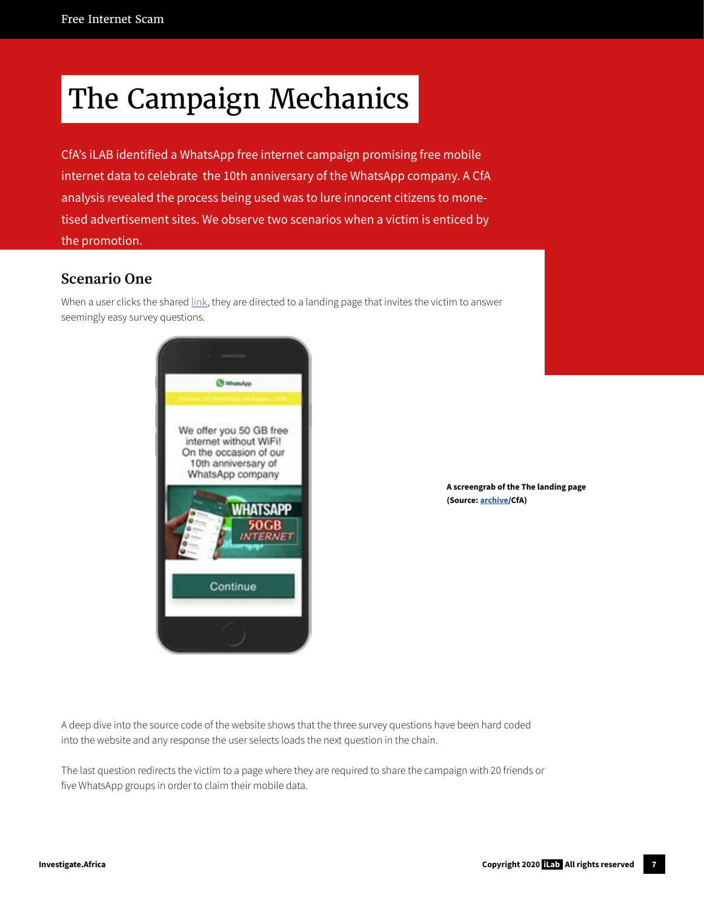# The Campaign Mechanics

CfA's iLAB identified a WhatsApp free internet campaign promising free mobile internet data to celebrate the 10th anniversary of the WhatsApp company. A CfA analysis revealed the process being used was to lure innocent citizens to monetised advertisement sites. We observe two scenarios when a victim is enticed by the promotion.

## Scenario One

When a user clicks the shared link, they are directed to a landing page that invites the victim to answer seemingly easy survey questions.

**A screengrab of the The landing page (Source: archive/CfA)**

A deep dive into the source code of the website shows that the three survey questions have been hard coded into the website and any response the user selects loads the next question in the chain.

The last question redirects the victim to a page where they are required to share the campaign with 20 friends or five WhatsApp groups in order to claim their mobile data.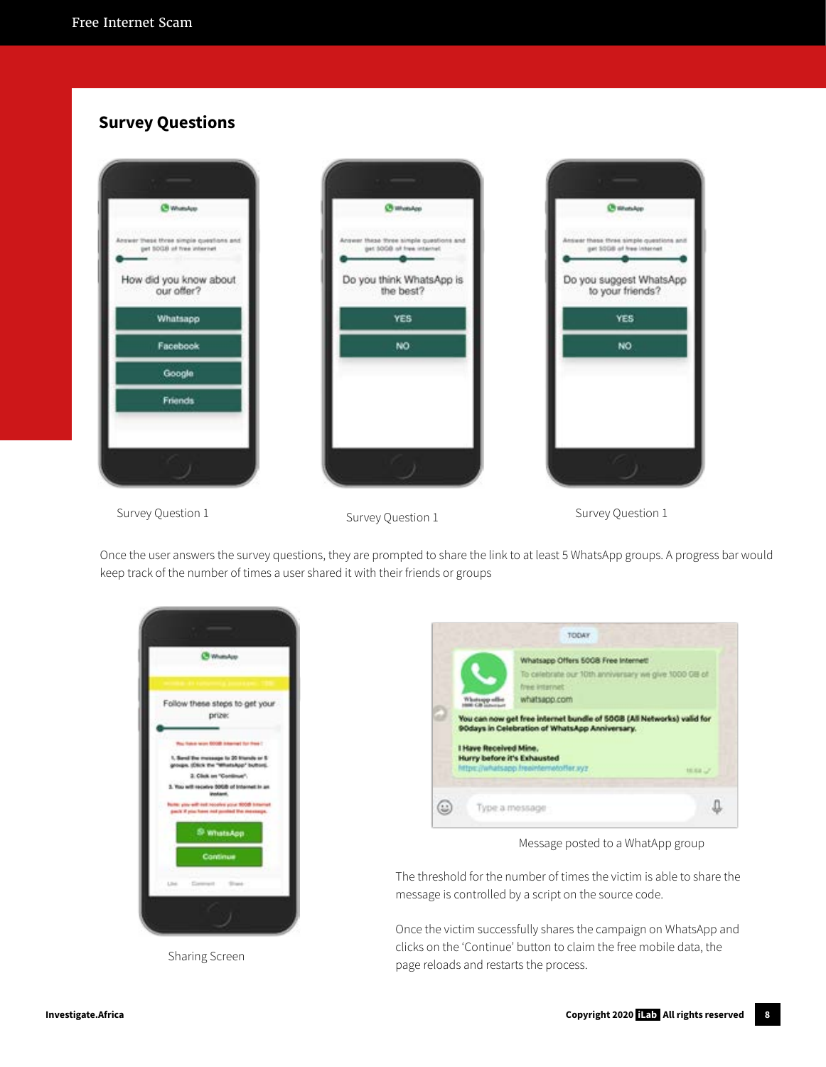## Survey Questions

Survey Question 1

Survey Question 1

Survey Question 1

Once the user answers the survey questions, they are prompted to share the link to at least 5 WhatsApp groups. A progress bar would keep track of the number of times a user shared it with their friends or groups

Sharing Screen

Message posted to a WhatApp group

The threshold for the number of times the victim is able to share the message is controlled by a script on the source code.

Once the victim successfully shares the campaign on WhatsApp and clicks on the 'Continue' button to claim the free mobile data, the page reloads and restarts the process.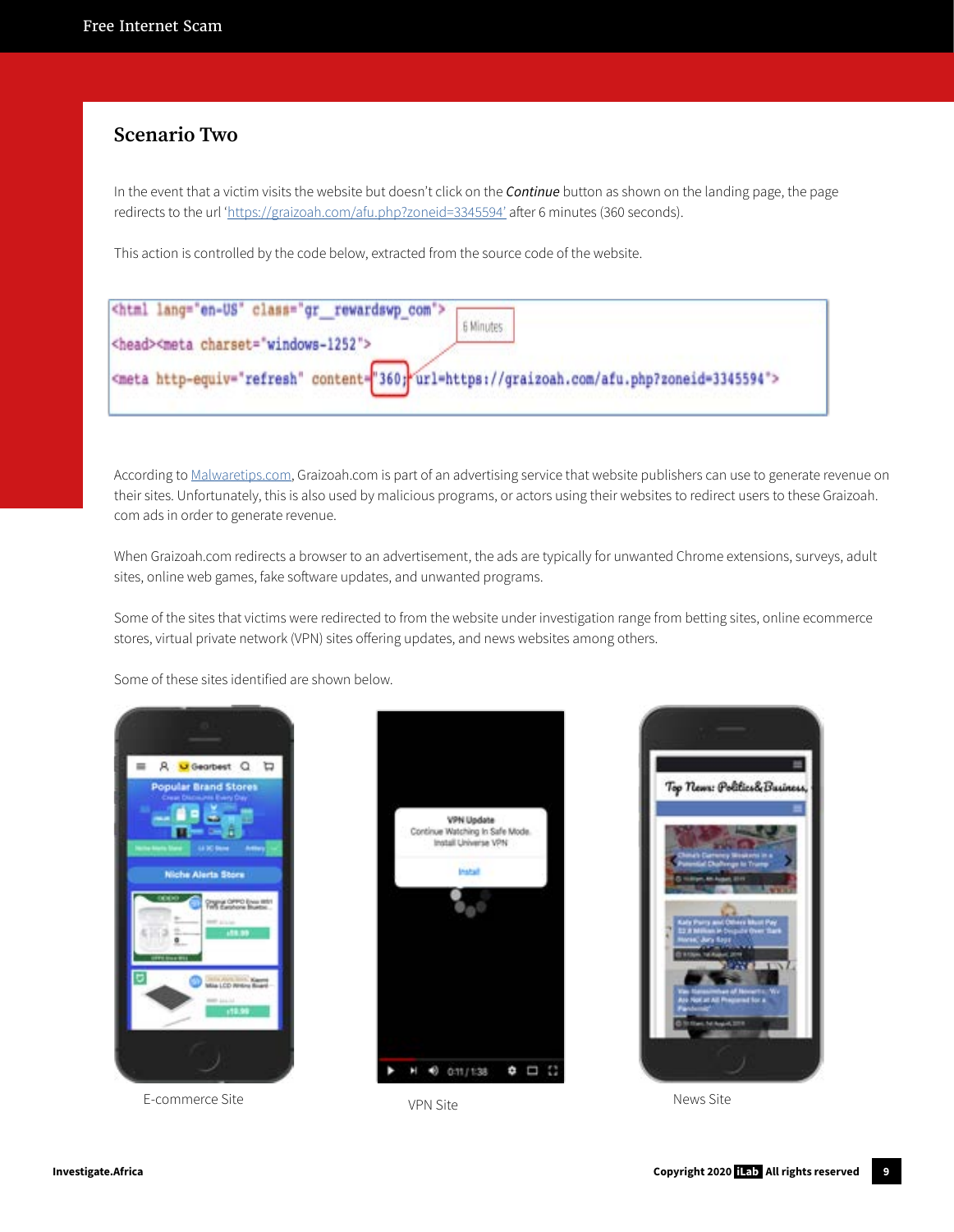## Scenario Two

In the event that a victim visits the website but doesn't click on the ***Continue*** button as shown on the landing page, the page redirects to the url '[https://graizoah.com/afu.php?zoneid=3345594'](https://graizoah.com/afu.php?zoneid=3345594) after 6 minutes (360 seconds).

This action is controlled by the code below, extracted from the source code of the website.

```
<html lang="en-US" class="gr__rewardswp_com">
<head><meta charset="windows-1252">
<meta http-equiv="refresh" content="360;url=https://graizoah.com/afu.php?zoneid=3345594">
```

6 Minutes

According to [Malwaretips.com](Malwaretips.com), Graizoah.com is part of an advertising service that website publishers can use to generate revenue on their sites. Unfortunately, this is also used by malicious programs, or actors using their websites to redirect users to these Graizoah.com ads in order to generate revenue.

When Graizoah.com redirects a browser to an advertisement, the ads are typically for unwanted Chrome extensions, surveys, adult sites, online web games, fake software updates, and unwanted programs.

Some of the sites that victims were redirected to from the website under investigation range from betting sites, online ecommerce stores, virtual private network (VPN) sites offering updates, and news websites among others.

Some of these sites identified are shown below.

E-commerce Site

VPN Site

News Site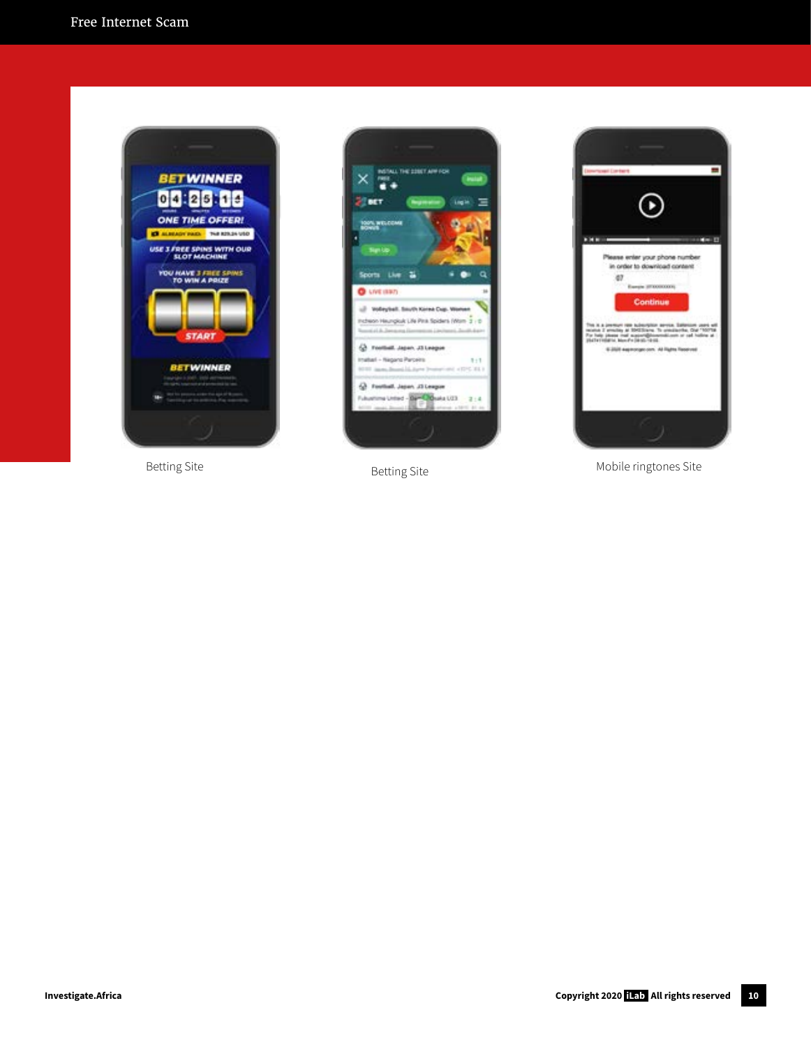Betting Site

Betting Site

Mobile ringtones Site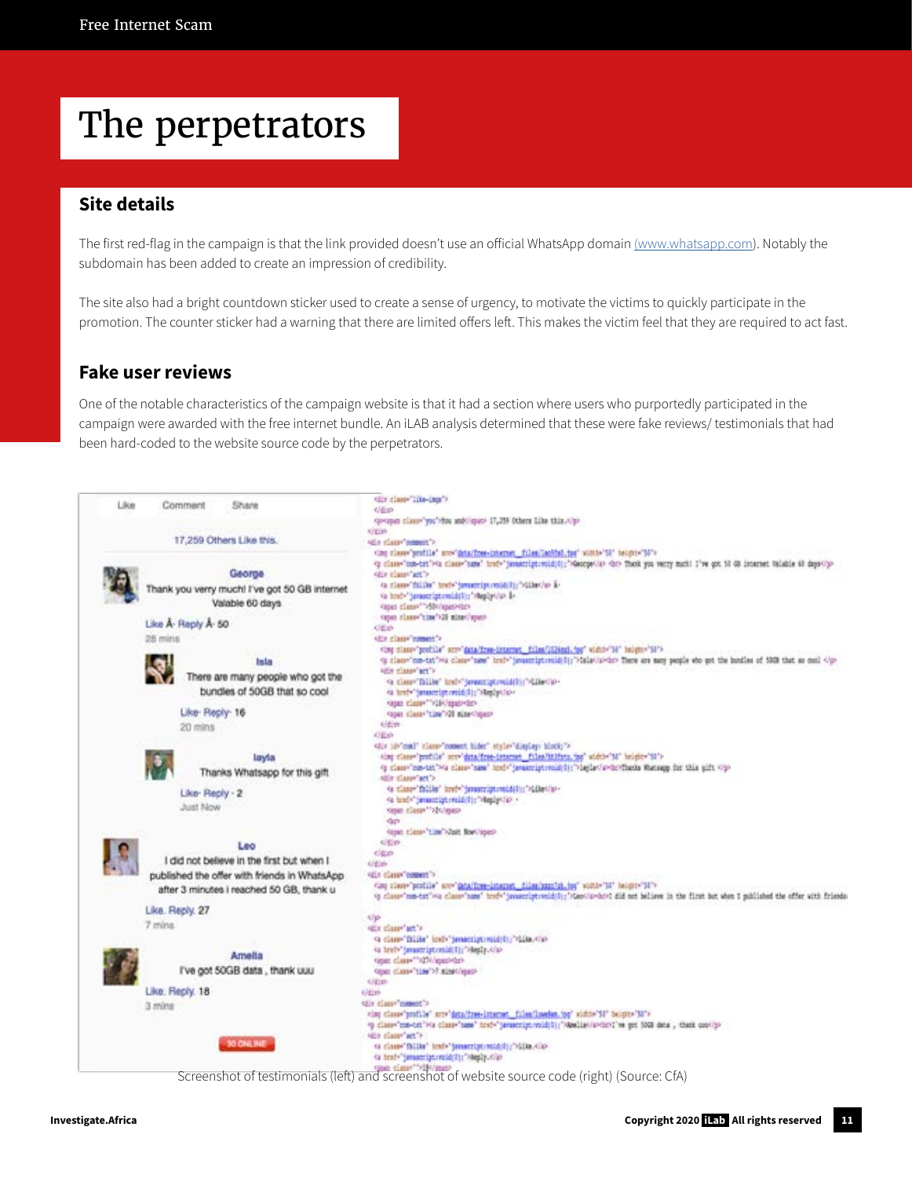# The perpetrators

## Site details

The first red-flag in the campaign is that the link provided doesn't use an official WhatsApp domain (www.whatsapp.com). Notably the subdomain has been added to create an impression of credibility.

The site also had a bright countdown sticker used to create a sense of urgency, to motivate the victims to quickly participate in the promotion. The counter sticker had a warning that there are limited offers left. This makes the victim feel that they are required to act fast.

## Fake user reviews

One of the notable characteristics of the campaign website is that it had a section where users who purportedly participated in the campaign were awarded with the free internet bundle. An iLAB analysis determined that these were fake reviews/ testimonials that had been hard-coded to the website source code by the perpetrators.

Screenshot of testimonials (left) and screenshot of website source code (right) (Source: CfA)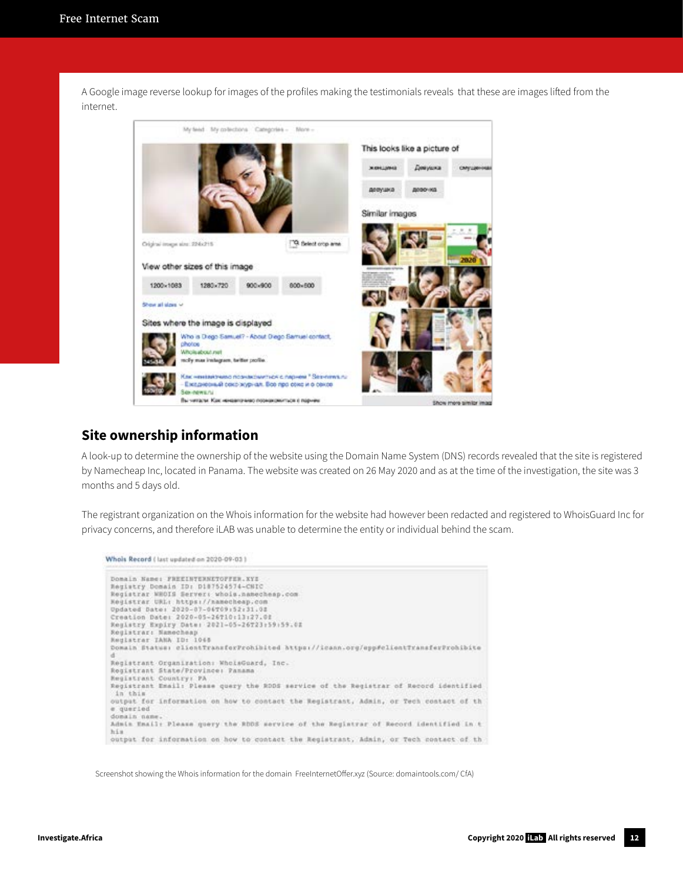A Google image reverse lookup for images of the profiles making the testimonials reveals that these are images lifted from the internet.

## Site ownership information

A look-up to determine the ownership of the website using the Domain Name System (DNS) records revealed that the site is registered by Namecheap Inc, located in Panama. The website was created on 26 May 2020 and as at the time of the investigation, the site was 3 months and 5 days old.

The registrant organization on the Whois information for the website had however been redacted and registered to WhoisGuard Inc for privacy concerns, and therefore iLAB was unable to determine the entity or individual behind the scam.

Whois Record ( last updated on 2020-09-03 )

```
Domain Name: FREEINTERNETOFFER.XYZ
Registry Domain ID: D187524574-CNIC
Registrar WHOIS Server: whois.namecheap.com
Registrar URL: https://namecheap.com
Updated Date: 2020-07-06T09:52:31.0Z
Creation Date: 2020-05-26T10:13:27.0Z
Registry Expiry Date: 2021-05-26T23:59:59.0Z
Registrar: Namecheap
Registrar IANA ID: 1068
Domain Status: clientTransferProhibited https://icann.org/epp#clientTransferProhibite
d
Registrant Organization: WhoisGuard, Inc.
Registrant State/Province: Panama
Registrant Country: PA
Registrant Email: Please query the RDDS service of the Registrar of Record identified
 in this
output for information on how to contact the Registrant, Admin, or Tech contact of th
e queried
domain name.
Admin Email: Please query the RDDS service of the Registrar of Record identified in t
his
output for information on how to contact the Registrant, Admin, or Tech contact of th
```

Screenshot showing the Whois information for the domain FreeInternetOffer.xyz (Source: domaintools.com/ CfA)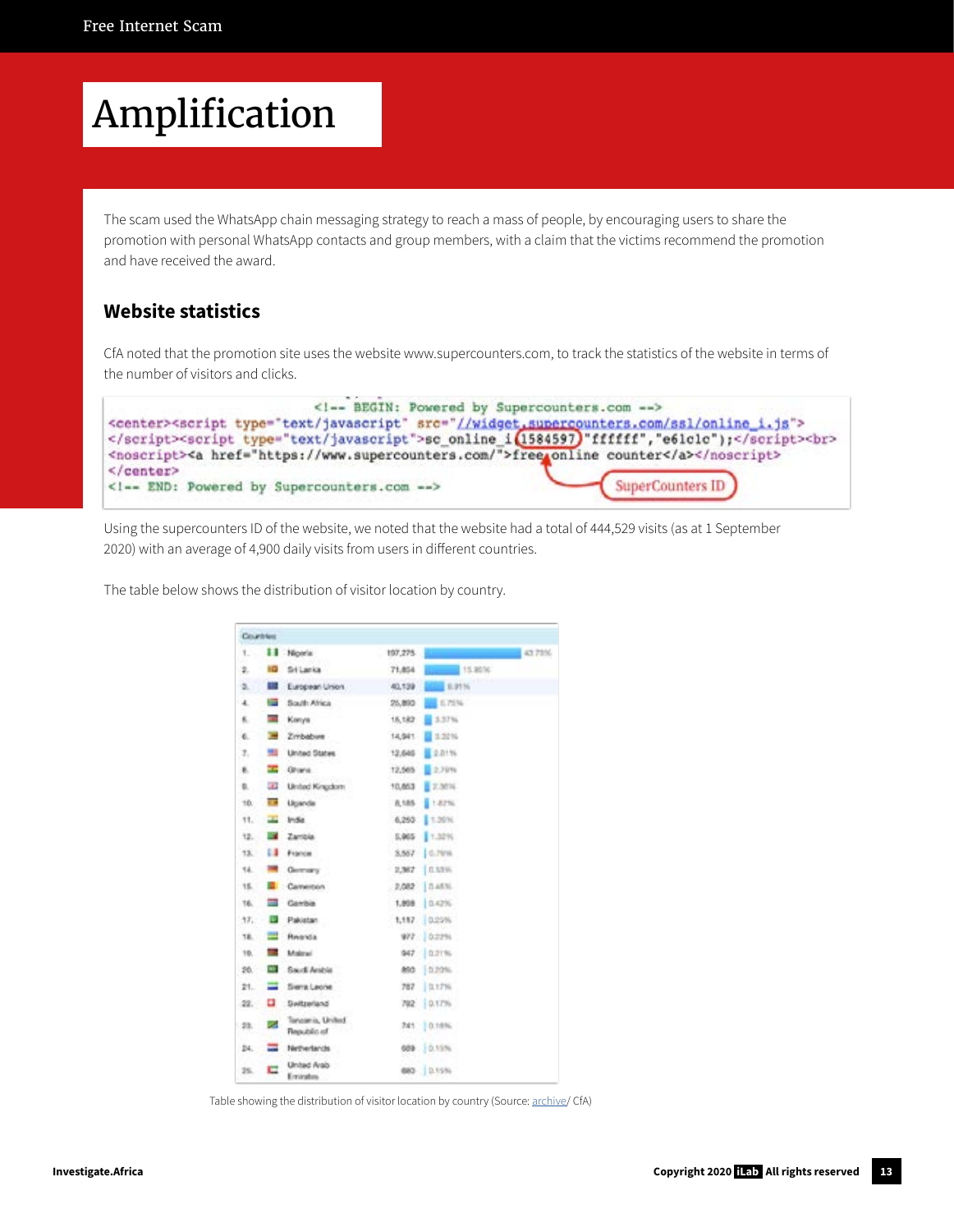# Amplification

The scam used the WhatsApp chain messaging strategy to reach a mass of people, by encouraging users to share the promotion with personal WhatsApp contacts and group members, with a claim that the victims recommend the promotion and have received the award.

## Website statistics

CfA noted that the promotion site uses the website www.supercounters.com, to track the statistics of the website in terms of the number of visitors and clicks.

```
<!-- BEGIN: Powered by Supercounters.com -->
<center><script type="text/javascript" src="//widget.supercounters.com/ssl/online_i.js">
</script><script type="text/javascript">sc_online_i(1584597,"ffffff","e61c1c");</script><br>
<noscript><a href="https://www.supercounters.com/">free online counter</a></noscript>
</center>
<!-- END: Powered by Supercounters.com -->
```

SuperCounters ID

Using the supercounters ID of the website, we noted that the website had a total of 444,529 visits (as at 1 September 2020) with an average of 4,900 daily visits from users in different countries.

The table below shows the distribution of visitor location by country.

| # | Countries | Visits | % |
|---|---|---|---|
| 1. | Nigeria | 197,275 | 43.79% |
| 2. | Sri Lanka | 71,804 | 15.95% |
| 3. | European Union | 40,139 | 8.91% |
| 4. | South Africa | 25,890 | 5.75% |
| 5. | Kenya | 15,182 | 3.37% |
| 6. | Zimbabwe | 14,941 | 3.32% |
| 7. | United States | 12,646 | 2.81% |
| 8. | Ghana | 12,565 | 2.79% |
| 9. | United Kingdom | 10,653 | 2.36% |
| 10. | Uganda | 8,185 | 1.82% |
| 11. | India | 6,250 | 1.39% |
| 12. | Zambia | 5,965 | 1.32% |
| 13. | France | 3,557 | 0.79% |
| 14. | Germany | 2,367 | 0.53% |
| 15. | Cameroon | 2,082 | 0.46% |
| 16. | Gambia | 1,898 | 0.42% |
| 17. | Pakistan | 1,157 | 0.25% |
| 18. | Rwanda | 977 | 0.22% |
| 19. | Malawi | 947 | 0.21% |
| 20. | Saudi Arabia | 893 | 0.20% |
| 21. | Sierra Leone | 787 | 0.17% |
| 22. | Switzerland | 782 | 0.17% |
| 23. | Tanzania, United Republic of | 741 | 0.16% |
| 24. | Netherlands | 689 | 0.15% |
| 25. | United Arab Emirates | 680 | 0.15% |

Table showing the distribution of visitor location by country (Source: archive/ CfA)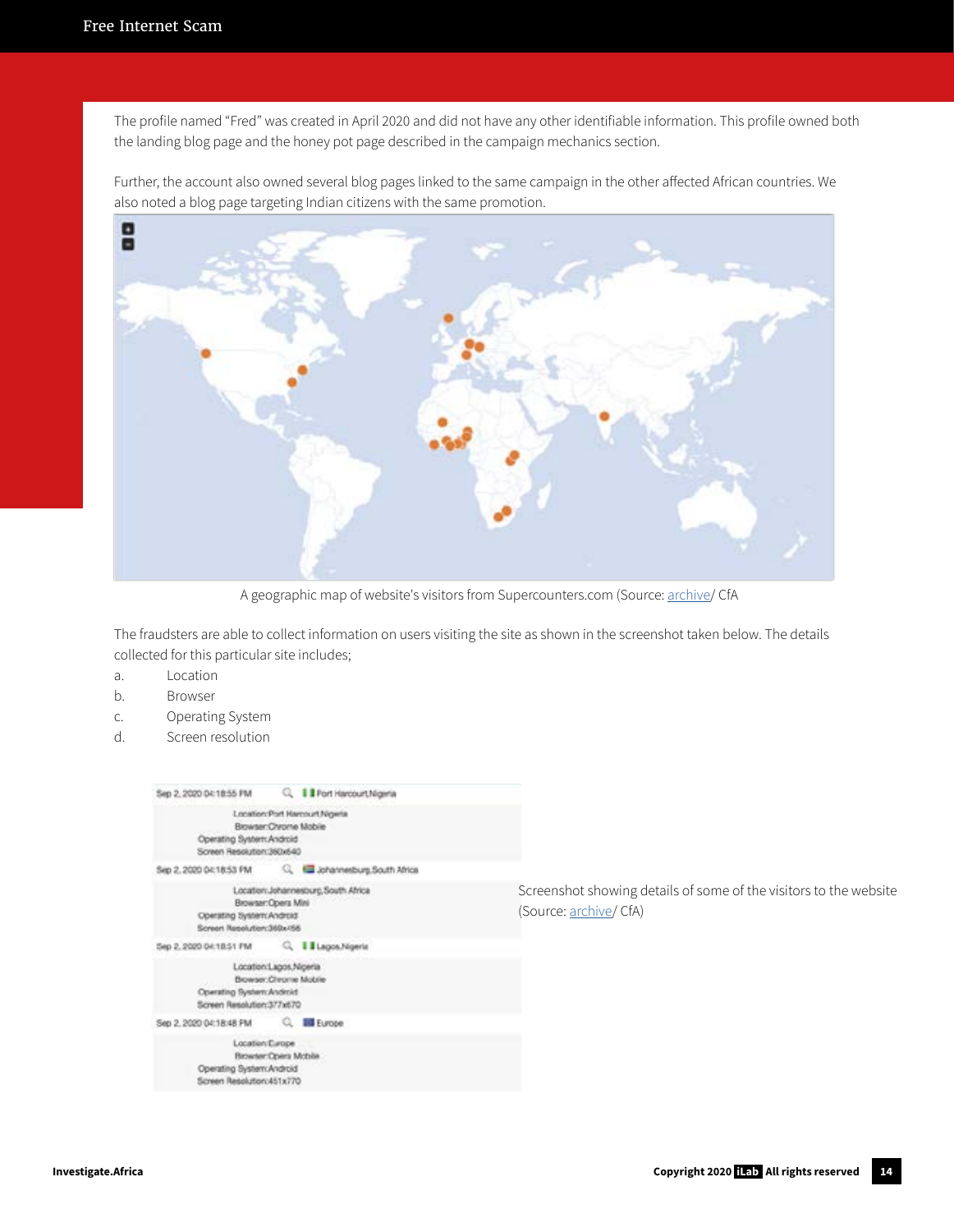The profile named "Fred" was created in April 2020 and did not have any other identifiable information. This profile owned both the landing blog page and the honey pot page described in the campaign mechanics section.

Further, the account also owned several blog pages linked to the same campaign in the other affected African countries. We also noted a blog page targeting Indian citizens with the same promotion.

A geographic map of website's visitors from Supercounters.com (Source: archive/ CfA

The fraudsters are able to collect information on users visiting the site as shown in the screenshot taken below. The details collected for this particular site includes;

a. Location
b. Browser
c. Operating System
d. Screen resolution

Sep 2, 2020 04:18:55 PM — Port Harcourt,Nigeria
Location:Port Harcourt,Nigeria
Browser:Chrome Mobile
Operating System:Android
Screen Resolution:360x640

Sep 2, 2020 04:18:53 PM — Johannesburg,South Africa
Location:Johannesburg,South Africa
Browser:Opera Mini
Operating System:Android
Screen Resolution:360x456

Sep 2, 2020 04:18:51 PM — Lagos,Nigeria
Location:Lagos,Nigeria
Browser:Chrome Mobile
Operating System:Android
Screen Resolution:377x670

Sep 2, 2020 04:18:48 PM — Europe
Location:Europe
Browser:Opera Mobile
Operating System:Android
Screen Resolution:451x770

Screenshot showing details of some of the visitors to the website (Source: archive/ CfA)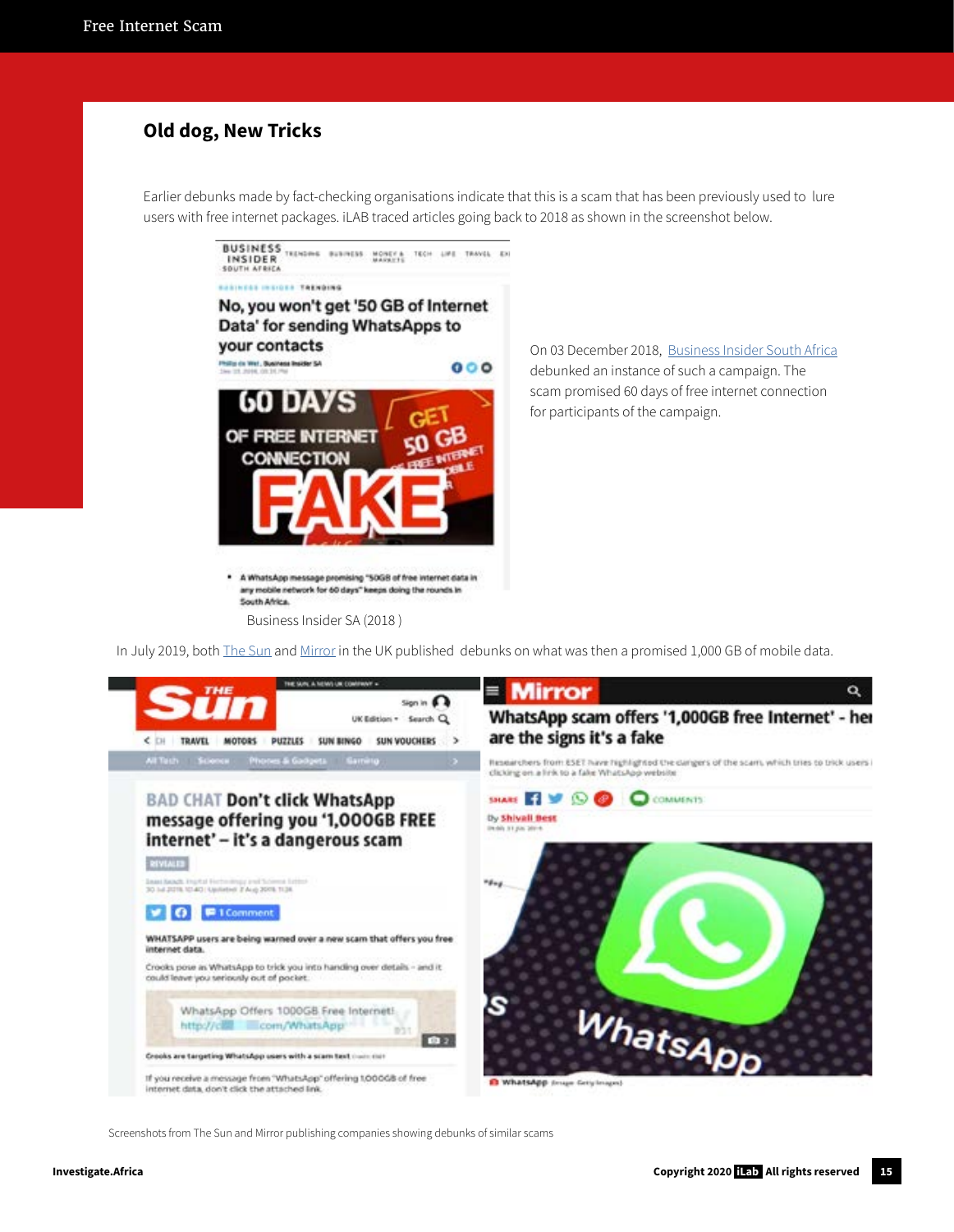## Old dog, New Tricks

Earlier debunks made by fact-checking organisations indicate that this is a scam that has been previously used to lure users with free internet packages. iLAB traced articles going back to 2018 as shown in the screenshot below.

Business Insider SA (2018 )

On 03 December 2018, Business Insider South Africa debunked an instance of such a campaign. The scam promised 60 days of free internet connection for participants of the campaign.

In July 2019, both The Sun and Mirror in the UK published debunks on what was then a promised 1,000 GB of mobile data.

Screenshots from The Sun and Mirror publishing companies showing debunks of similar scams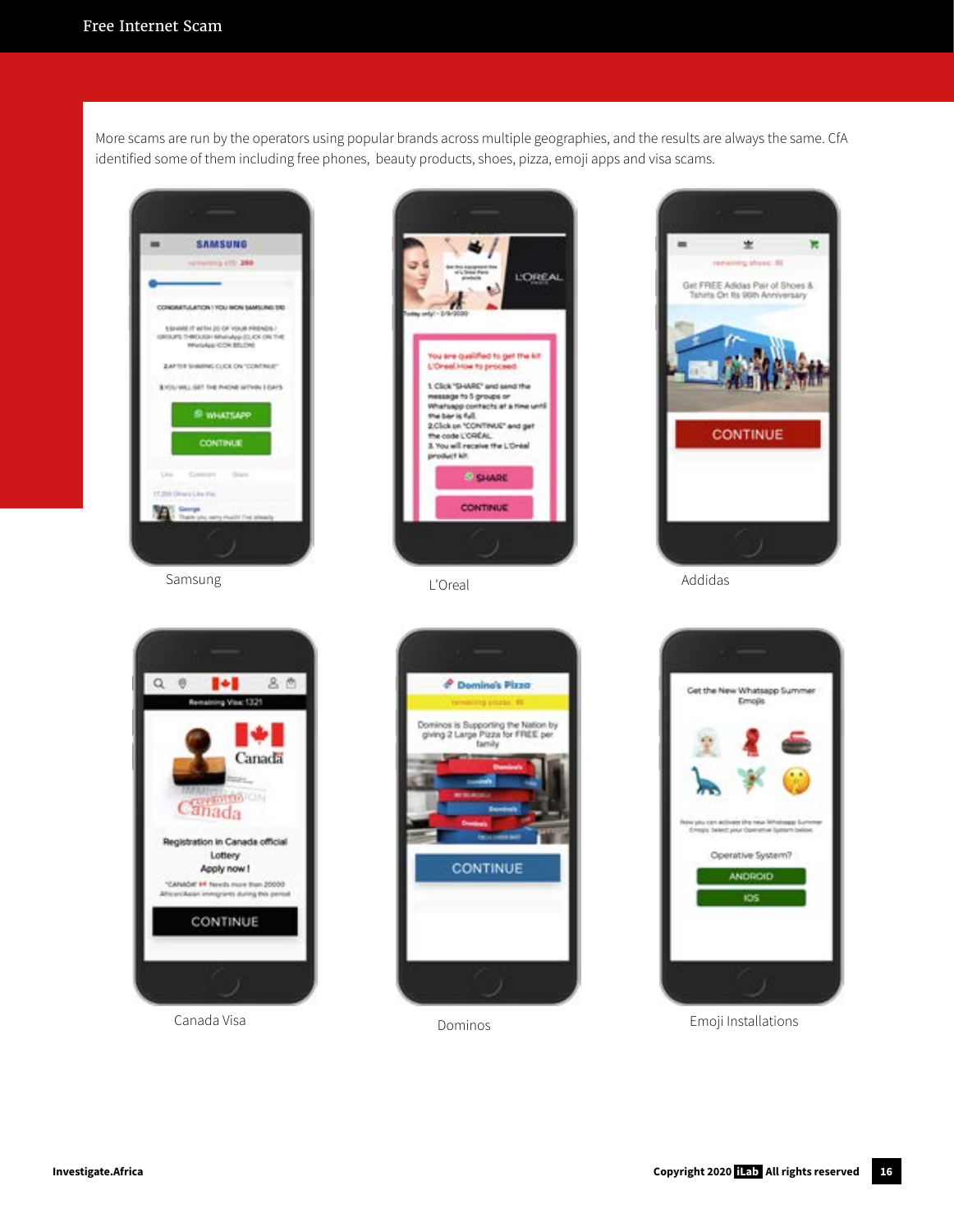More scams are run by the operators using popular brands across multiple geographies, and the results are always the same. CfA identified some of them including free phones, beauty products, shoes, pizza, emoji apps and visa scams.

Samsung

L'Oreal

Addidas

Canada Visa

Dominos

Emoji Installations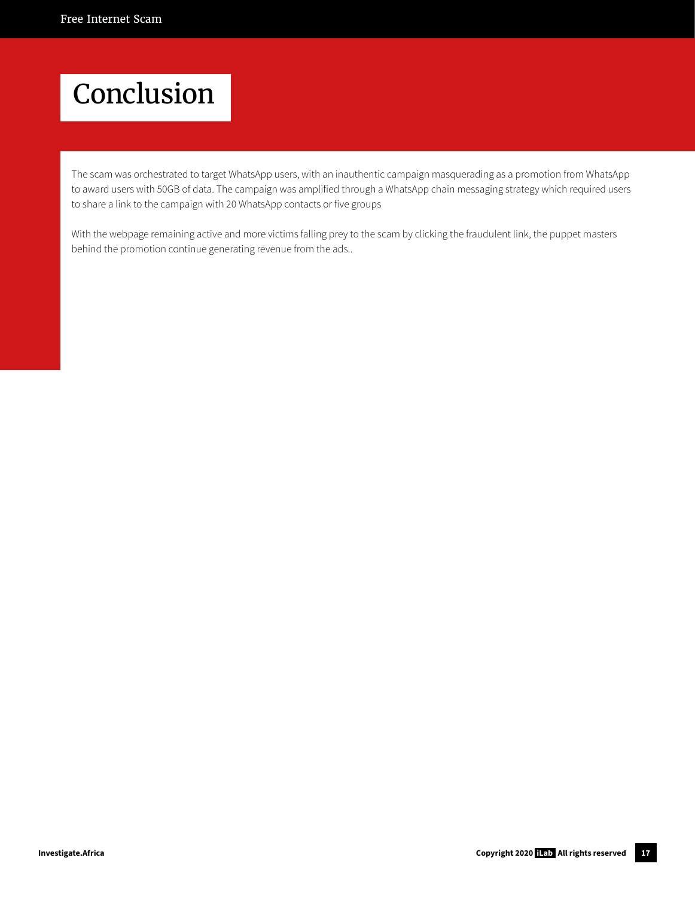# Conclusion

The scam was orchestrated to target WhatsApp users, with an inauthentic campaign masquerading as a promotion from WhatsApp to award users with 50GB of data. The campaign was amplified through a WhatsApp chain messaging strategy which required users to share a link to the campaign with 20 WhatsApp contacts or five groups

With the webpage remaining active and more victims falling prey to the scam by clicking the fraudulent link, the puppet masters behind the promotion continue generating revenue from the ads..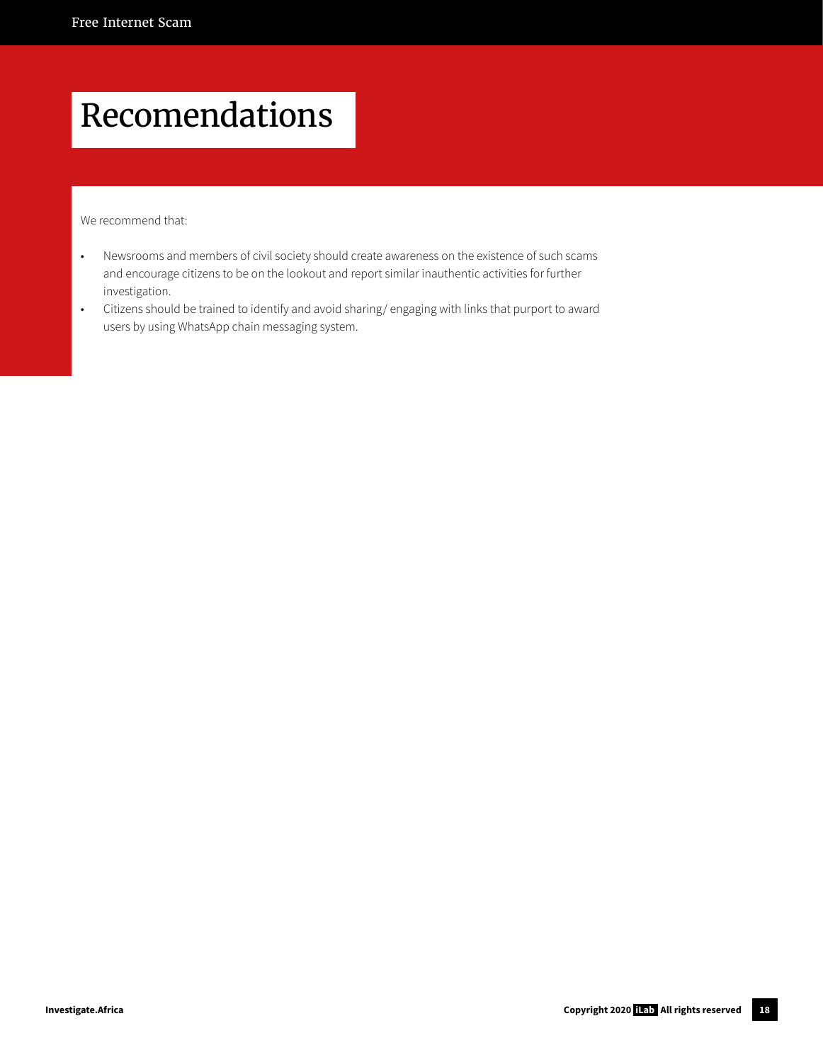# Recomendations

We recommend that:

- Newsrooms and members of civil society should create awareness on the existence of such scams and encourage citizens to be on the lookout and report similar inauthentic activities for further investigation.
- Citizens should be trained to identify and avoid sharing/ engaging with links that purport to award users by using WhatsApp chain messaging system.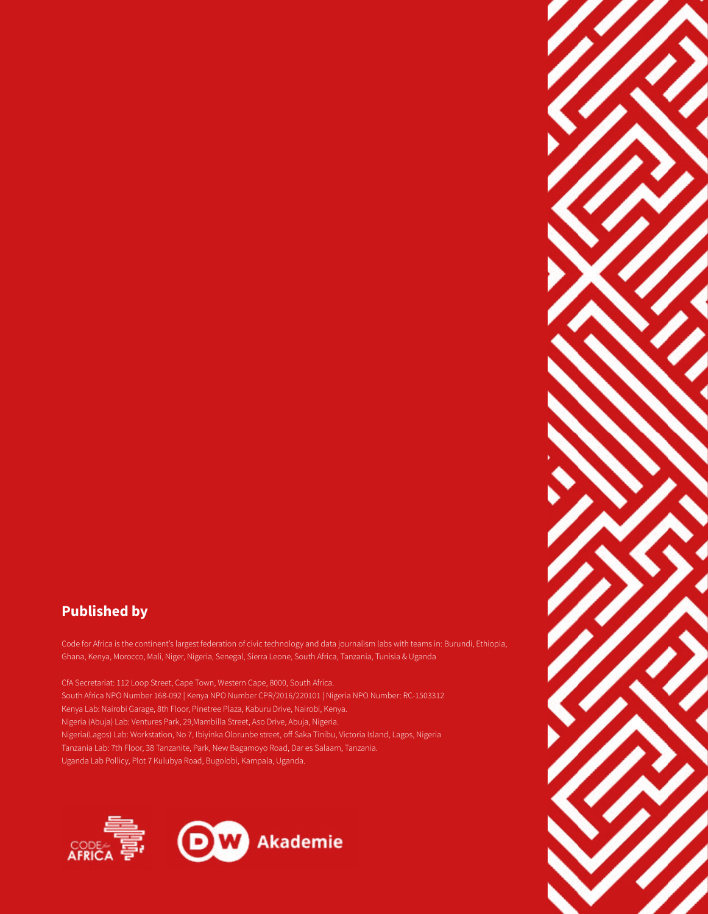## Published by

Code for Africa is the continent's largest federation of civic technology and data journalism labs with teams in: Burundi, Ethiopia, Ghana, Kenya, Morocco, Mali, Niger, Nigeria, Senegal, Sierra Leone, South Africa, Tanzania, Tunisia & Uganda

CfA Secretariat: 112 Loop Street, Cape Town, Western Cape, 8000, South Africa.
South Africa NPO Number 168-092 | Kenya NPO Number CPR/2016/220101 | Nigeria NPO Number: RC-1503312
Kenya Lab: Nairobi Garage, 8th Floor, Pinetree Plaza, Kaburu Drive, Nairobi, Kenya.
Nigeria (Abuja) Lab: Ventures Park, 29,Mambilla Street, Aso Drive, Abuja, Nigeria.
Nigeria(Lagos) Lab: Workstation, No 7, Ibiyinka Olorunbe street, off Saka Tinibu, Victoria Island, Lagos, Nigeria
Tanzania Lab: 7th Floor, 38 Tanzanite, Park, New Bagamoyo Road, Dar es Salaam, Tanzania.
Uganda Lab Pollicy, Plot 7 Kulubya Road, Bugolobi, Kampala, Uganda.

CODE for AFRICA

DW Akademie